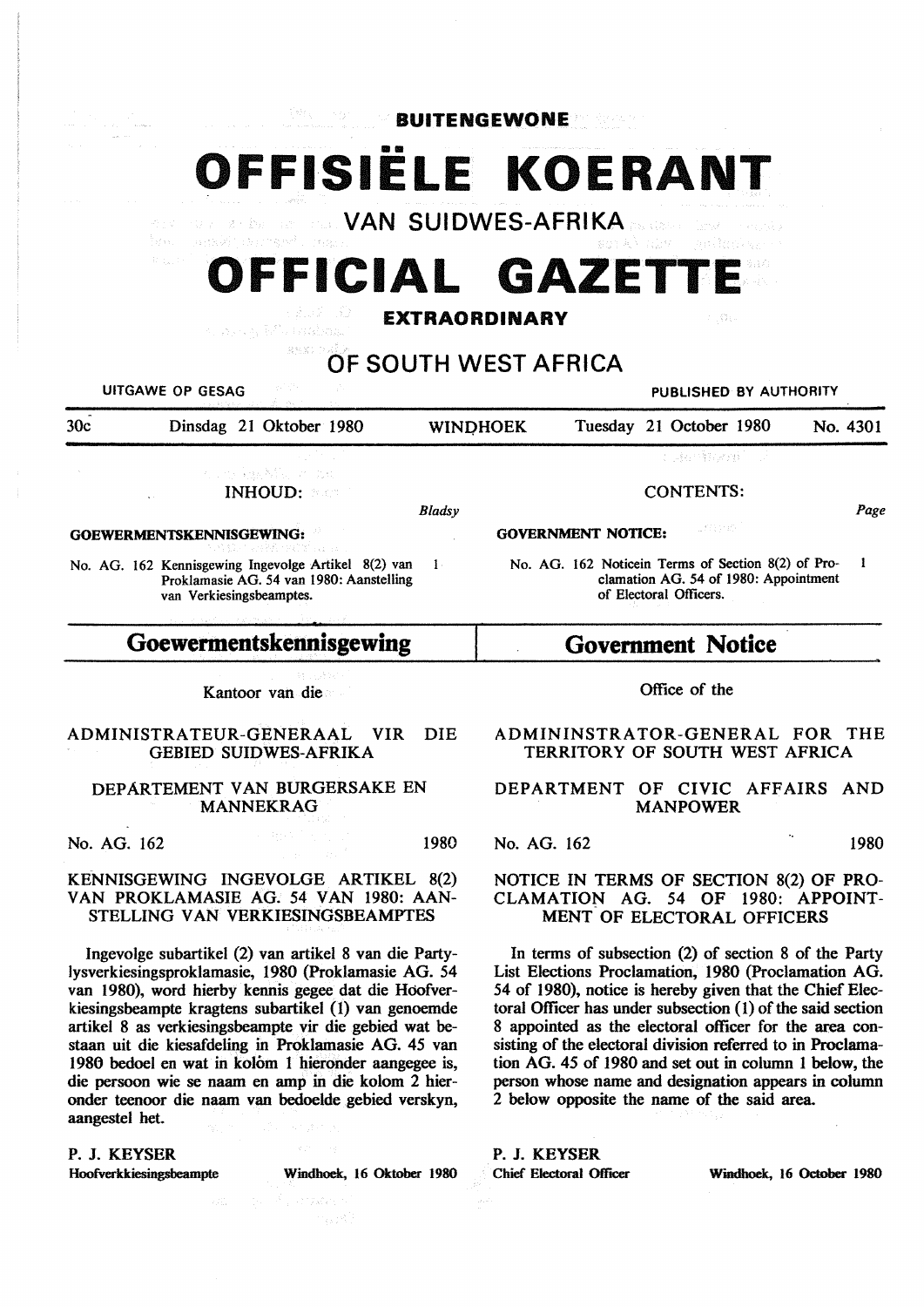**BUITENGEWONE**

# OFFISIËLE KOERANT

**VAN SUIDWES-AFRIKA**

# OFFICIAL GAZETTE

**EXTRAORDINARY**

**OF SOUTH WEST AFRICA**

UITGAWE OP GESAG — PUBLISHED BY AUTHORITY

30c — Dinsdag 21 Oktober 1980 — WINDHOEK — Tuesday 21 October 1980 — No. 4301

INHOUD: *Bladsy*

**GOEWERMENTSKENNISGEWING:**

No. AG. 162 Kennisgewing Ingevolge Artikel 8(2) van Proklamasie AG. 54 van 1980: Aanstelling van Verkiesingsbeamptes. 1

CONTENTS: *Page*

**GOVERNMENT NOTICE:**

No. AG. 162 Noticein Terms of Section 8(2) of Proclamation AG. 54 of 1980: Appointment of Electoral Officers. 1

## Goewermentskennisgewing

Kantoor van die

ADMINISTRATEUR-GENERAAL VIR DIE GEBIED SUIDWES-AFRIKA

DEPARTEMENT VAN BURGERSAKE EN MANNEKRAG

No. AG. 162 — 1980

KENNISGEWING INGEVOLGE ARTIKEL 8(2) VAN PROKLAMASIE AG. 54 VAN 1980: AANSTELLING VAN VERKIESINGSBEAMPTES

Ingevolge subartikel (2) van artikel 8 van die Partylysverkiesingsproklamasie, 1980 (Proklamasie AG. 54 van 1980), word hierby kennis gegee dat die Hoofverkiesingsbeampte kragtens subartikel (1) van genoemde artikel 8 as verkiesingsbeampte vir die gebied wat bestaan uit die kiesafdeling in Proklamasie AG. 45 van 1980 bedoel en wat in kolom 1 hieronder aangegee is, die persoon wie se naam en amp in die kolom 2 hieronder teenoor die naam van bedoelde gebied verskyn, aangestel het.

P. J. KEYSER
**Hoofverkiesingsbeampte** — Windhoek, 16 Oktober 1980

## Government Notice

Office of the

ADMININSTRATOR-GENERAL FOR THE TERRITORY OF SOUTH WEST AFRICA

DEPARTMENT OF CIVIC AFFAIRS AND MANPOWER

No. AG. 162 — 1980

NOTICE IN TERMS OF SECTION 8(2) OF PROCLAMATION AG. 54 OF 1980: APPOINTMENT OF ELECTORAL OFFICERS

In terms of subsection (2) of section 8 of the Party List Elections Proclamation, 1980 (Proclamation AG. 54 of 1980), notice is hereby given that the Chief Electoral Officer has under subsection (1) of the said section 8 appointed as the electoral officer for the area consisting of the electoral division referred to in Proclamation AG. 45 of 1980 and set out in column 1 below, the person whose name and designation appears in column 2 below opposite the name of the said area.

P. J. KEYSER
**Chief Electoral Officer** — Windhoek, 16 October 1980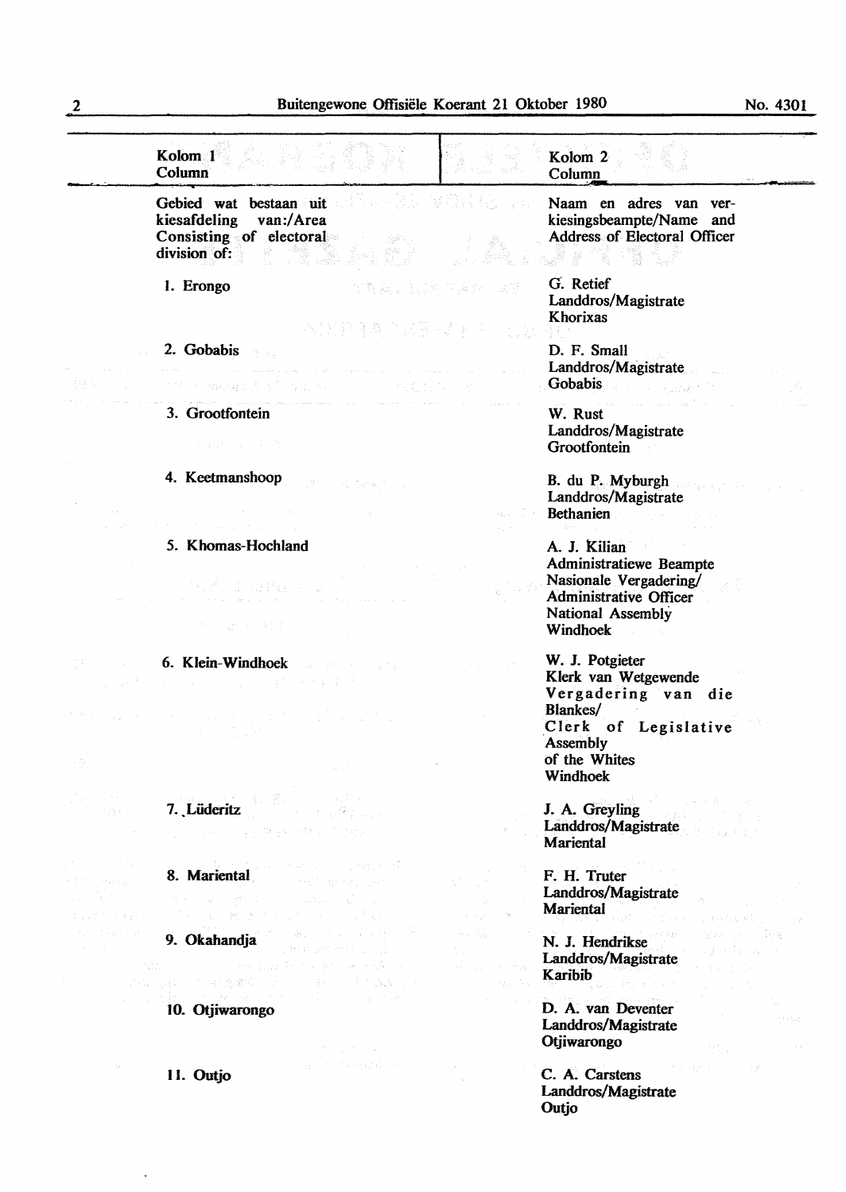| Kolom 1<br>Column | Kolom 2<br>Column |
|---|---|
| Gebied wat bestaan uit kiesafdeling van:/Area Consisting of electoral division of: | Naam en adres van verkiesingsbeampte/Name and Address of Electoral Officer |
| 1. Erongo | G. Retief<br>Landdros/Magistrate<br>Khorixas |
| 2. Gobabis | D. F. Small<br>Landdros/Magistrate<br>Gobabis |
| 3. Grootfontein | W. Rust<br>Landdros/Magistrate<br>Grootfontein |
| 4. Keetmanshoop | B. du P. Myburgh<br>Landdros/Magistrate<br>Bethanien |
| 5. Khomas-Hochland | A. J. Kilian<br>Administratiewe Beampte<br>Nasionale Vergadering/<br>Administrative Officer<br>National Assembly<br>Windhoek |
| 6. Klein-Windhoek | W. J. Potgieter<br>Klerk van Wetgewende<br>Vergadering van die<br>Blankes/<br>Clerk of Legislative<br>Assembly<br>of the Whites<br>Windhoek |
| 7. Lüderitz | J. A. Greyling<br>Landdros/Magistrate<br>Mariental |
| 8. Mariental | F. H. Truter<br>Landdros/Magistrate<br>Mariental |
| 9. Okahandja | N. J. Hendrikse<br>Landdros/Magistrate<br>Karibib |
| 10. Otjiwarongo | D. A. van Deventer<br>Landdros/Magistrate<br>Otjiwarongo |
| 11. Outjo | C. A. Carstens<br>Landdros/Magistrate<br>Outjo |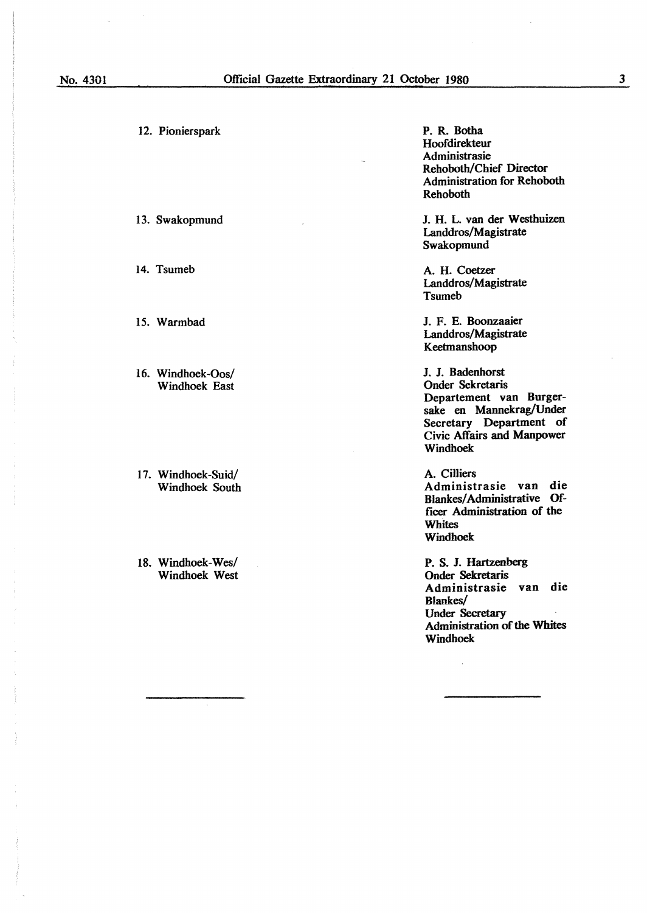| | |
|---|---|
| 12. Pionierspark | P. R. Botha<br>Hoofdirekteur<br>Administrasie<br>Rehoboth/Chief Director<br>Administration for Rehoboth<br>Rehoboth |
| 13. Swakopmund | J. H. L. van der Westhuizen<br>Landdros/Magistrate<br>Swakopmund |
| 14. Tsumeb | A. H. Coetzer<br>Landdros/Magistrate<br>Tsumeb |
| 15. Warmbad | J. F. E. Boonzaaier<br>Landdros/Magistrate<br>Keetmanshoop |
| 16. Windhoek-Oos/<br>Windhoek East | J. J. Badenhorst<br>Onder Sekretaris<br>Departement van Burgersake en Mannekrag/Under Secretary Department of Civic Affairs and Manpower<br>Windhoek |
| 17. Windhoek-Suid/<br>Windhoek South | A. Cilliers<br>Administrasie van die Blankes/Administrative Officer Administration of the Whites<br>Windhoek |
| 18. Windhoek-Wes/<br>Windhoek West | P. S. J. Hartzenberg<br>Onder Sekretaris<br>Administrasie van die Blankes/<br>Under Secretary<br>Administration of the Whites<br>Windhoek |